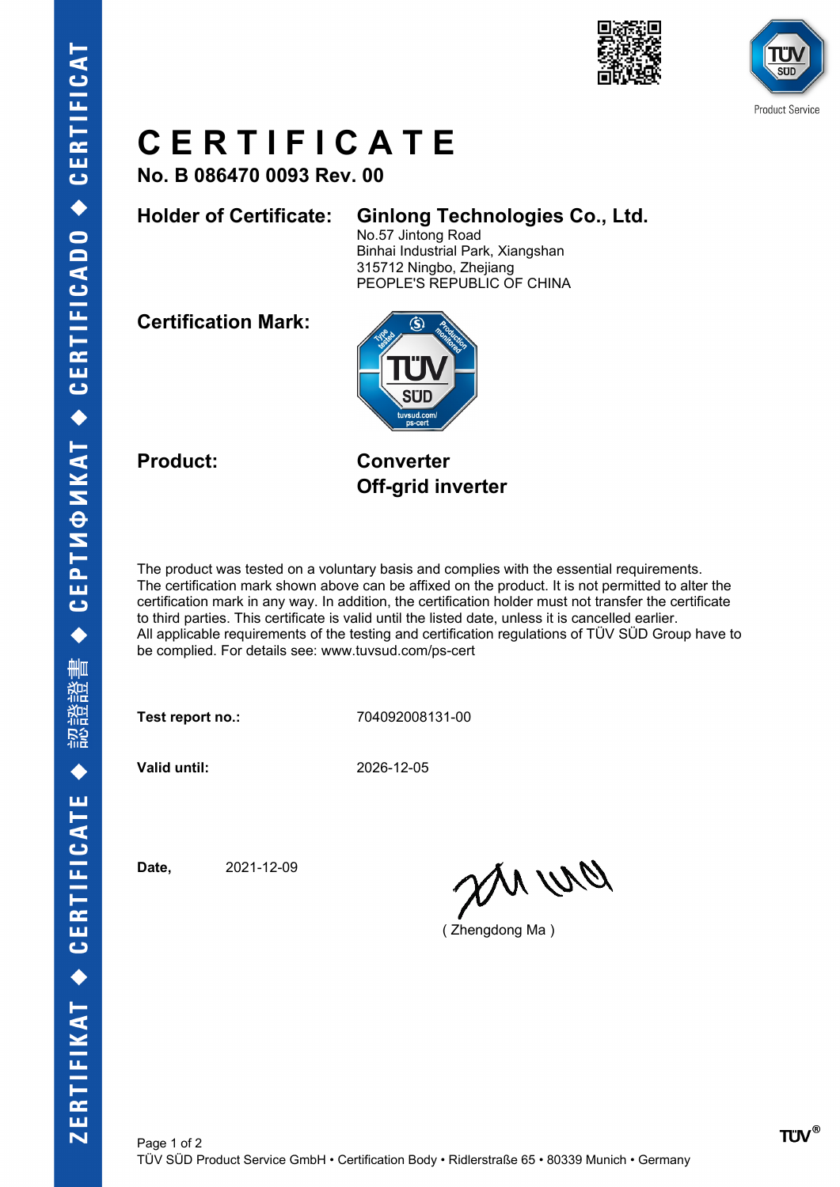# CERTIFICATE

**No. B 086470 0093 Rev. 00**

**Holder of Certificate:** **Ginlong Technologies Co., Ltd.**
No.57 Jintong Road
Binhai Industrial Park, Xiangshan
315712 Ningbo, Zhejiang
PEOPLE'S REPUBLIC OF CHINA

**Certification Mark:**

**Product:** **Converter**
**Off-grid inverter**

The product was tested on a voluntary basis and complies with the essential requirements. The certification mark shown above can be affixed on the product. It is not permitted to alter the certification mark in any way. In addition, the certification holder must not transfer the certificate to third parties. This certificate is valid until the listed date, unless it is cancelled earlier. All applicable requirements of the testing and certification regulations of TÜV SÜD Group have to be complied. For details see: www.tuvsud.com/ps-cert

**Test report no.:** 704092008131-00

**Valid until:** 2026-12-05

**Date,** 2021-12-09

( Zhengdong Ma )

TÜV SÜD Product Service GmbH • Certification Body • Ridlerstraße 65 • 80339 Munich • Germany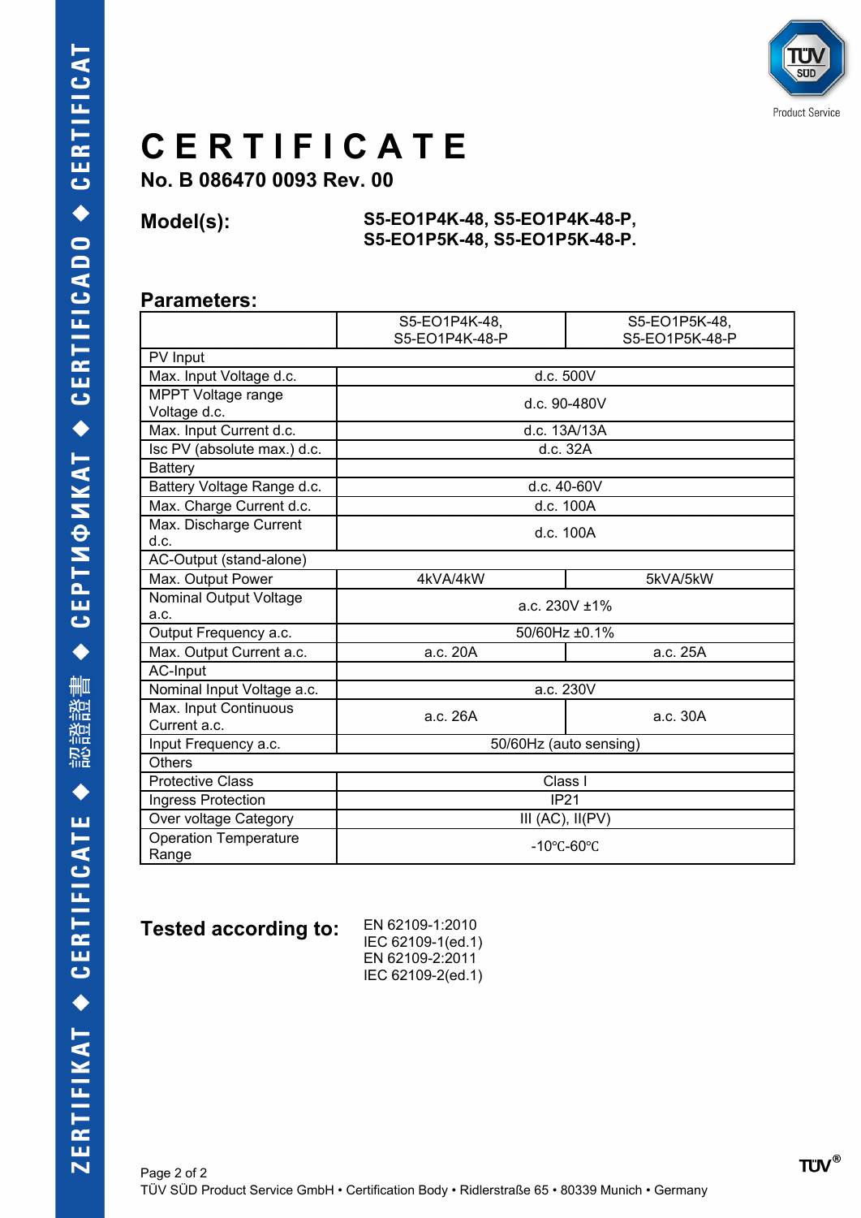# CERTIFICATE

**No. B 086470 0093 Rev. 00**

**Model(s):** **S5-EO1P4K-48, S5-EO1P4K-48-P, S5-EO1P5K-48, S5-EO1P5K-48-P.**

## Parameters:

| | S5-EO1P4K-48, S5-EO1P4K-48-P | S5-EO1P5K-48, S5-EO1P5K-48-P |
|---|---|---|
| PV Input | | |
| Max. Input Voltage d.c. | d.c. 500V | |
| MPPT Voltage range Voltage d.c. | d.c. 90-480V | |
| Max. Input Current d.c. | d.c. 13A/13A | |
| Isc PV (absolute max.) d.c. | d.c. 32A | |
| Battery | | |
| Battery Voltage Range d.c. | d.c. 40-60V | |
| Max. Charge Current d.c. | d.c. 100A | |
| Max. Discharge Current d.c. | d.c. 100A | |
| AC-Output (stand-alone) | | |
| Max. Output Power | 4kVA/4kW | 5kVA/5kW |
| Nominal Output Voltage a.c. | a.c. 230V ±1% | |
| Output Frequency a.c. | 50/60Hz ±0.1% | |
| Max. Output Current a.c. | a.c. 20A | a.c. 25A |
| AC-Input | | |
| Nominal Input Voltage a.c. | a.c. 230V | |
| Max. Input Continuous Current a.c. | a.c. 26A | a.c. 30A |
| Input Frequency a.c. | 50/60Hz (auto sensing) | |
| Others | | |
| Protective Class | Class I | |
| Ingress Protection | IP21 | |
| Over voltage Category | III (AC), II(PV) | |
| Operation Temperature Range | -10℃-60℃ | |

**Tested according to:**

EN 62109-1:2010
IEC 62109-1(ed.1)
EN 62109-2:2011
IEC 62109-2(ed.1)

TÜV SÜD Product Service GmbH • Certification Body • Ridlerstraße 65 • 80339 Munich • Germany